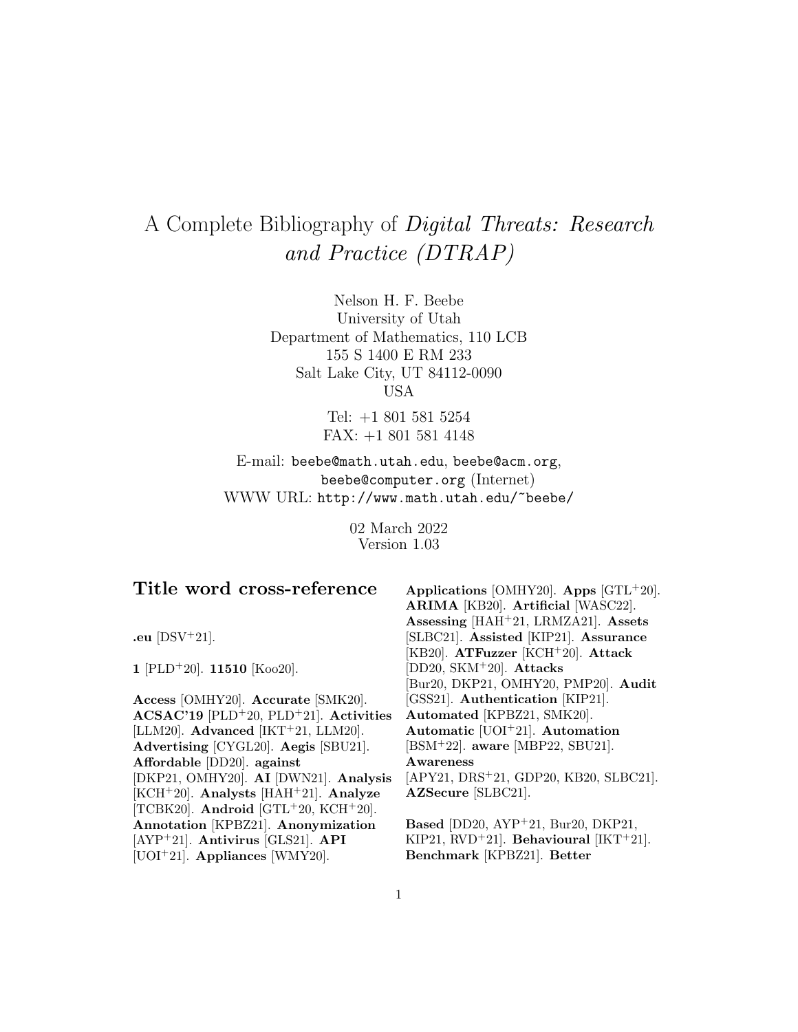# A Complete Bibliography of *Digital Threats: Research and Practice (DTRAP)*

Nelson H. F. Beebe
University of Utah
Department of Mathematics, 110 LCB
155 S 1400 E RM 233
Salt Lake City, UT 84112-0090
USA

Tel: +1 801 581 5254
FAX: +1 801 581 4148

E-mail: `beebe@math.utah.edu`, `beebe@acm.org`, `beebe@computer.org` (Internet)
WWW URL: `http://www.math.utah.edu/~beebe/`

02 March 2022
Version 1.03

## Title word cross-reference

**.eu** [DSV+21].

**1** [PLD+20]. **11510** [Koo20].

**Access** [OMHY20]. **Accurate** [SMK20]. **ACSAC'19** [PLD+20, PLD+21]. **Activities** [LLM20]. **Advanced** [IKT+21, LLM20]. **Advertising** [CYGL20]. **Aegis** [SBU21]. **Affordable** [DD20]. **against** [DKP21, OMHY20]. **AI** [DWN21]. **Analysis** [KCH+20]. **Analysts** [HAH+21]. **Analyze** [TCBK20]. **Android** [GTL+20, KCH+20]. **Annotation** [KPBZ21]. **Anonymization** [AYP+21]. **Antivirus** [GLS21]. **API** [UOI+21]. **Appliances** [WMY20]. **Applications** [OMHY20]. **Apps** [GTL+20]. **ARIMA** [KB20]. **Artificial** [WASC22]. **Assessing** [HAH+21, LRMZA21]. **Assets** [SLBC21]. **Assisted** [KIP21]. **Assurance** [KB20]. **ATFuzzer** [KCH+20]. **Attack** [DD20, SKM+20]. **Attacks** [Bur20, DKP21, OMHY20, PMP20]. **Audit** [GSS21]. **Authentication** [KIP21]. **Automated** [KPBZ21, SMK20]. **Automatic** [UOI+21]. **Automation** [BSM+22]. **aware** [MBP22, SBU21]. **Awareness** [APY21, DRS+21, GDP20, KB20, SLBC21]. **AZSecure** [SLBC21].

**Based** [DD20, AYP+21, Bur20, DKP21, KIP21, RVD+21]. **Behavioural** [IKT+21]. **Benchmark** [KPBZ21]. **Better**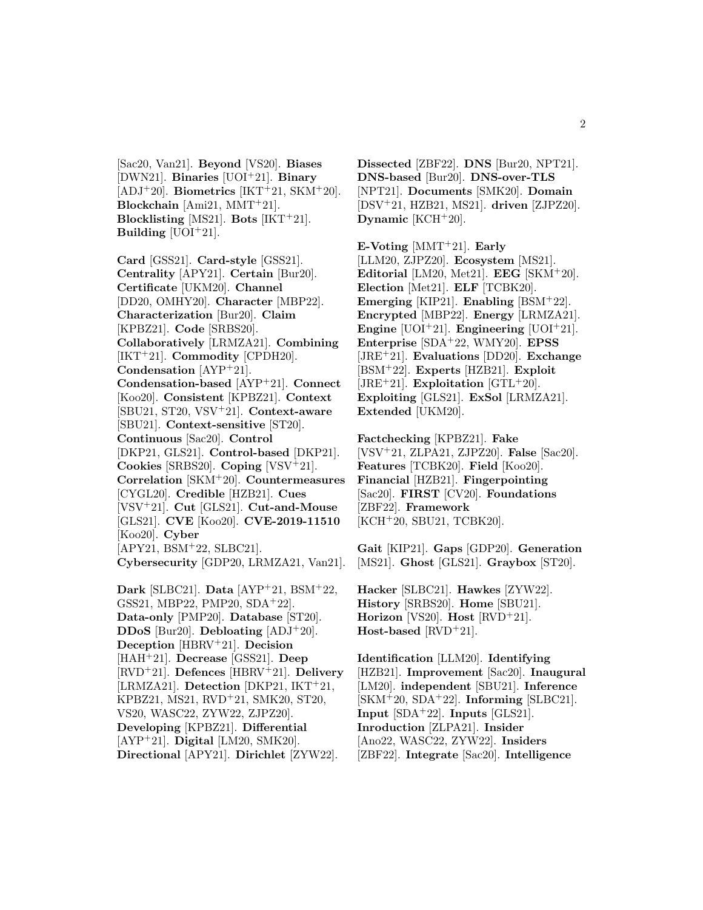[Sac20, Van21]. **Beyond** [VS20]. **Biases** [DWN21]. **Binaries** [UOI+21]. **Binary** [ADJ+20]. **Biometrics** [IKT+21, SKM+20]. **Blockchain** [Ami21, MMT+21]. **Blocklisting** [MS21]. **Bots** [IKT+21]. **Building** [UOI+21].

**Card** [GSS21]. **Card-style** [GSS21]. **Centrality** [APY21]. **Certain** [Bur20]. **Certificate** [UKM20]. **Channel** [DD20, OMHY20]. **Character** [MBP22]. **Characterization** [Bur20]. **Claim** [KPBZ21]. **Code** [SRBS20]. **Collaboratively** [LRMZA21]. **Combining** [IKT+21]. **Commodity** [CPDH20]. **Condensation** [AYP+21]. **Condensation-based** [AYP+21]. **Connect** [Koo20]. **Consistent** [KPBZ21]. **Context** [SBU21, ST20, VSV+21]. **Context-aware** [SBU21]. **Context-sensitive** [ST20]. **Continuous** [Sac20]. **Control** [DKP21, GLS21]. **Control-based** [DKP21]. **Cookies** [SRBS20]. **Coping** [VSV+21]. **Correlation** [SKM+20]. **Countermeasures** [CYGL20]. **Credible** [HZB21]. **Cues** [VSV+21]. **Cut** [GLS21]. **Cut-and-Mouse** [GLS21]. **CVE** [Koo20]. **CVE-2019-11510** [Koo20]. **Cyber** [APY21, BSM+22, SLBC21]. **Cybersecurity** [GDP20, LRMZA21, Van21].

**Dark** [SLBC21]. **Data** [AYP+21, BSM+22, GSS21, MBP22, PMP20, SDA+22]. **Data-only** [PMP20]. **Database** [ST20]. **DDoS** [Bur20]. **Debloating** [ADJ+20]. **Deception** [HBRV+21]. **Decision** [HAH+21]. **Decrease** [GSS21]. **Deep** [RVD+21]. **Defences** [HBRV+21]. **Delivery** [LRMZA21]. **Detection** [DKP21, IKT+21, KPBZ21, MS21, RVD+21, SMK20, ST20, VS20, WASC22, ZYW22, ZJPZ20]. **Developing** [KPBZ21]. **Differential** [AYP+21]. **Digital** [LM20, SMK20]. **Directional** [APY21]. **Dirichlet** [ZYW22].

**Dissected** [ZBF22]. **DNS** [Bur20, NPT21]. **DNS-based** [Bur20]. **DNS-over-TLS** [NPT21]. **Documents** [SMK20]. **Domain** [DSV+21, HZB21, MS21]. **driven** [ZJPZ20]. **Dynamic** [KCH+20].

**E-Voting** [MMT+21]. **Early** [LLM20, ZJPZ20]. **Ecosystem** [MS21]. **Editorial** [LM20, Met21]. **EEG** [SKM+20]. **Election** [Met21]. **ELF** [TCBK20]. **Emerging** [KIP21]. **Enabling** [BSM+22]. **Encrypted** [MBP22]. **Energy** [LRMZA21]. **Engine** [UOI+21]. **Engineering** [UOI+21]. **Enterprise** [SDA+22, WMY20]. **EPSS** [JRE+21]. **Evaluations** [DD20]. **Exchange** [BSM+22]. **Experts** [HZB21]. **Exploit** [JRE+21]. **Exploitation** [GTL+20]. **Exploiting** [GLS21]. **ExSol** [LRMZA21]. **Extended** [UKM20].

**Factchecking** [KPBZ21]. **Fake** [VSV+21, ZLPA21, ZJPZ20]. **False** [Sac20]. **Features** [TCBK20]. **Field** [Koo20]. **Financial** [HZB21]. **Fingerpointing** [Sac20]. **FIRST** [CV20]. **Foundations** [ZBF22]. **Framework** [KCH+20, SBU21, TCBK20].

**Gait** [KIP21]. **Gaps** [GDP20]. **Generation** [MS21]. **Ghost** [GLS21]. **Graybox** [ST20].

**Hacker** [SLBC21]. **Hawkes** [ZYW22]. **History** [SRBS20]. **Home** [SBU21]. **Horizon** [VS20]. **Host** [RVD+21]. **Host-based** [RVD+21].

**Identification** [LLM20]. **Identifying** [HZB21]. **Improvement** [Sac20]. **Inaugural** [LM20]. **independent** [SBU21]. **Inference** [SKM+20, SDA+22]. **Informing** [SLBC21]. **Input** [SDA+22]. **Inputs** [GLS21]. **Inroduction** [ZLPA21]. **Insider** [Ano22, WASC22, ZYW22]. **Insiders** [ZBF22]. **Integrate** [Sac20]. **Intelligence**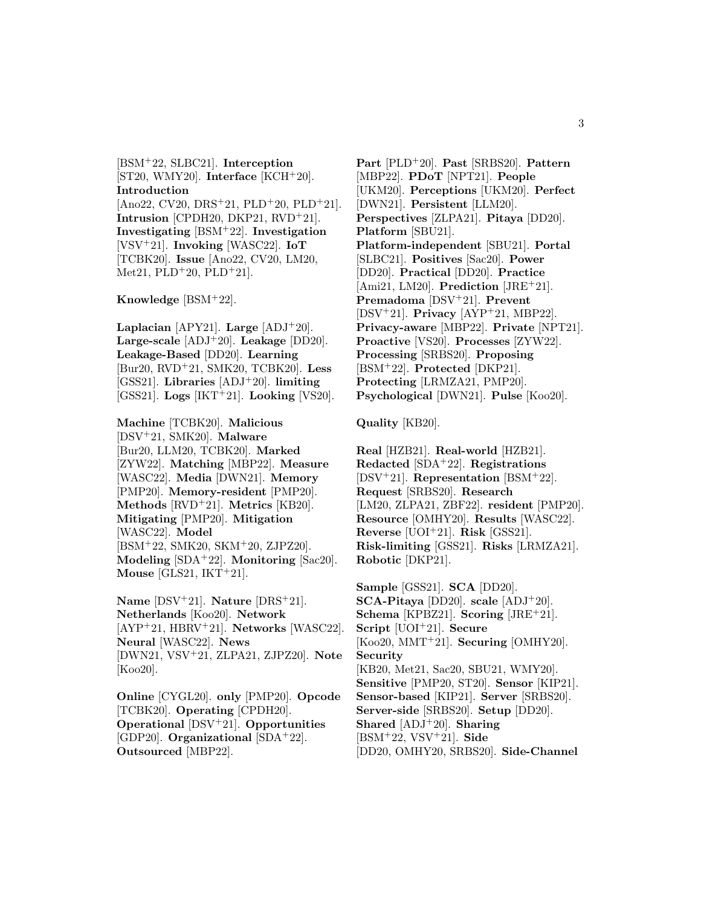[BSM[+]22, SLBC21]. **Interception** [ST20, WMY20]. **Interface** [KCH[+]20]. **Introduction** [Ano22, CV20, DRS[+]21, PLD[+]20, PLD[+]21]. **Intrusion** [CPDH20, DKP21, RVD[+]21]. **Investigating** [BSM[+]22]. **Investigation** [VSV[+]21]. **Invoking** [WASC22]. **IoT** [TCBK20]. **Issue** [Ano22, CV20, LM20, Met21, PLD[+]20, PLD[+]21].

**Knowledge** [BSM[+]22].

**Laplacian** [APY21]. **Large** [ADJ[+]20]. **Large-scale** [ADJ[+]20]. **Leakage** [DD20]. **Leakage-Based** [DD20]. **Learning** [Bur20, RVD[+]21, SMK20, TCBK20]. **Less** [GSS21]. **Libraries** [ADJ[+]20]. **limiting** [GSS21]. **Logs** [IKT[+]21]. **Looking** [VS20].

**Machine** [TCBK20]. **Malicious** [DSV[+]21, SMK20]. **Malware** [Bur20, LLM20, TCBK20]. **Marked** [ZYW22]. **Matching** [MBP22]. **Measure** [WASC22]. **Media** [DWN21]. **Memory** [PMP20]. **Memory-resident** [PMP20]. **Methods** [RVD[+]21]. **Metrics** [KB20]. **Mitigating** [PMP20]. **Mitigation** [WASC22]. **Model** [BSM[+]22, SMK20, SKM[+]20, ZJPZ20]. **Modeling** [SDA[+]22]. **Monitoring** [Sac20]. **Mouse** [GLS21, IKT[+]21].

**Name** [DSV[+]21]. **Nature** [DRS[+]21]. **Netherlands** [Koo20]. **Network** [AYP[+]21, HBRV[+]21]. **Networks** [WASC22]. **Neural** [WASC22]. **News** [DWN21, VSV[+]21, ZLPA21, ZJPZ20]. **Note** [Koo20].

**Online** [CYGL20]. **only** [PMP20]. **Opcode** [TCBK20]. **Operating** [CPDH20]. **Operational** [DSV[+]21]. **Opportunities** [GDP20]. **Organizational** [SDA[+]22]. **Outsourced** [MBP22].

**Part** [PLD[+]20]. **Past** [SRBS20]. **Pattern** [MBP22]. **PDoT** [NPT21]. **People** [UKM20]. **Perceptions** [UKM20]. **Perfect** [DWN21]. **Persistent** [LLM20]. **Perspectives** [ZLPA21]. **Pitaya** [DD20]. **Platform** [SBU21]. **Platform-independent** [SBU21]. **Portal** [SLBC21]. **Positives** [Sac20]. **Power** [DD20]. **Practical** [DD20]. **Practice** [Ami21, LM20]. **Prediction** [JRE[+]21]. **Premadoma** [DSV[+]21]. **Prevent** [DSV[+]21]. **Privacy** [AYP[+]21, MBP22]. **Privacy-aware** [MBP22]. **Private** [NPT21]. **Proactive** [VS20]. **Processes** [ZYW22]. **Processing** [SRBS20]. **Proposing** [BSM[+]22]. **Protected** [DKP21]. **Protecting** [LRMZA21, PMP20]. **Psychological** [DWN21]. **Pulse** [Koo20].

**Quality** [KB20].

**Real** [HZB21]. **Real-world** [HZB21]. **Redacted** [SDA[+]22]. **Registrations** [DSV[+]21]. **Representation** [BSM[+]22]. **Request** [SRBS20]. **Research** [LM20, ZLPA21, ZBF22]. **resident** [PMP20]. **Resource** [OMHY20]. **Results** [WASC22]. **Reverse** [UOI[+]21]. **Risk** [GSS21]. **Risk-limiting** [GSS21]. **Risks** [LRMZA21]. **Robotic** [DKP21].

**Sample** [GSS21]. **SCA** [DD20]. **SCA-Pitaya** [DD20]. **scale** [ADJ[+]20]. **Schema** [KPBZ21]. **Scoring** [JRE[+]21]. **Script** [UOI[+]21]. **Secure** [Koo20, MMT[+]21]. **Securing** [OMHY20]. **Security** [KB20, Met21, Sac20, SBU21, WMY20]. **Sensitive** [PMP20, ST20]. **Sensor** [KIP21]. **Sensor-based** [KIP21]. **Server** [SRBS20]. **Server-side** [SRBS20]. **Setup** [DD20]. **Shared** [ADJ[+]20]. **Sharing** [BSM[+]22, VSV[+]21]. **Side** [DD20, OMHY20, SRBS20]. **Side-Channel**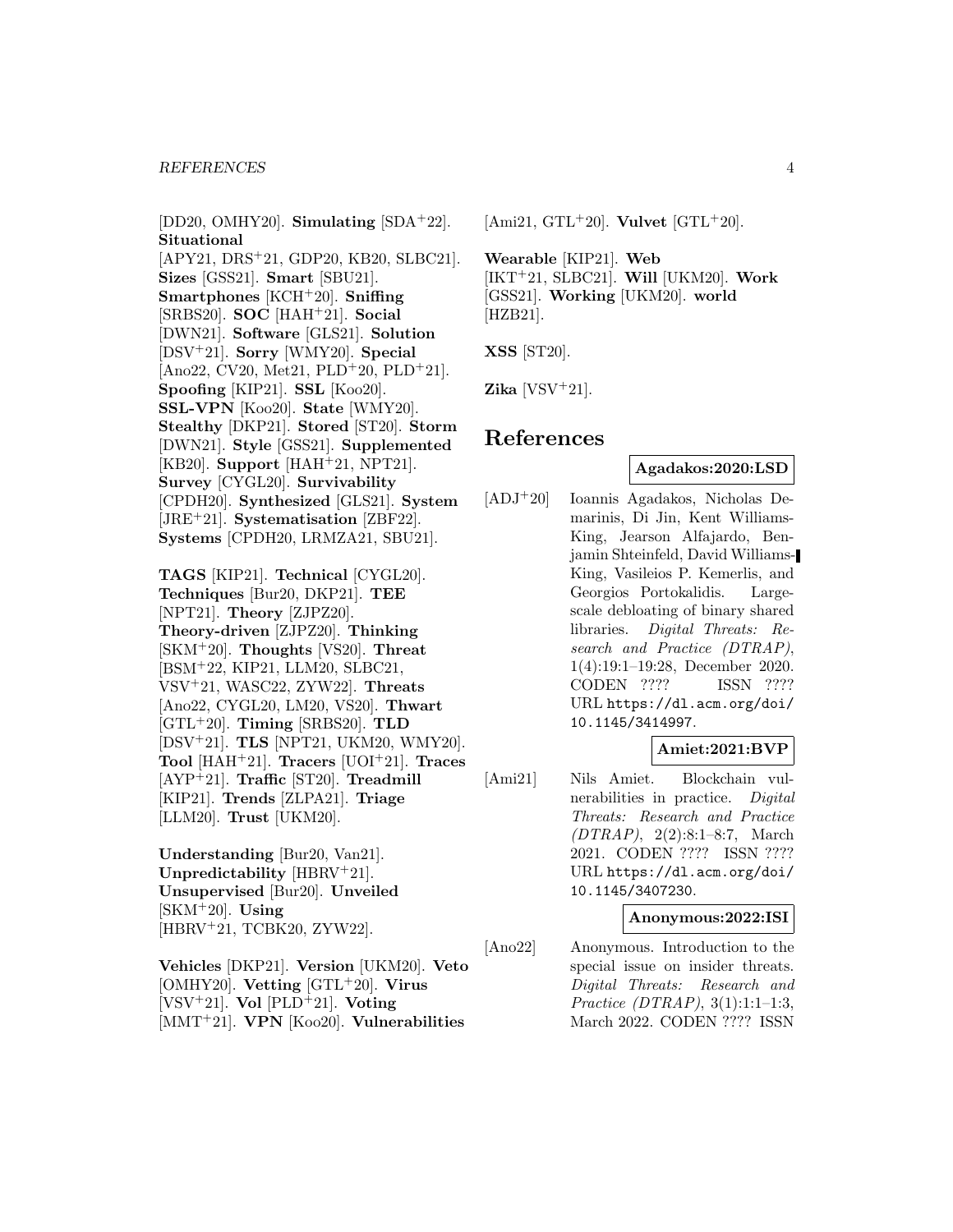[DD20, OMHY20]. **Simulating** [SDA+22]. **Situational** [APY21, DRS+21, GDP20, KB20, SLBC21]. **Sizes** [GSS21]. **Smart** [SBU21]. **Smartphones** [KCH+20]. **Sniffing** [SRBS20]. **SOC** [HAH+21]. **Social** [DWN21]. **Software** [GLS21]. **Solution** [DSV+21]. **Sorry** [WMY20]. **Special** [Ano22, CV20, Met21, PLD+20, PLD+21]. **Spoofing** [KIP21]. **SSL** [Koo20]. **SSL-VPN** [Koo20]. **State** [WMY20]. **Stealthy** [DKP21]. **Stored** [ST20]. **Storm** [DWN21]. **Style** [GSS21]. **Supplemented** [KB20]. **Support** [HAH+21, NPT21]. **Survey** [CYGL20]. **Survivability** [CPDH20]. **Synthesized** [GLS21]. **System** [JRE+21]. **Systematisation** [ZBF22]. **Systems** [CPDH20, LRMZA21, SBU21].

**TAGS** [KIP21]. **Technical** [CYGL20]. **Techniques** [Bur20, DKP21]. **TEE** [NPT21]. **Theory** [ZJPZ20]. **Theory-driven** [ZJPZ20]. **Thinking** [SKM+20]. **Thoughts** [VS20]. **Threat** [BSM+22, KIP21, LLM20, SLBC21, VSV+21, WASC22, ZYW22]. **Threats** [Ano22, CYGL20, LM20, VS20]. **Thwart** [GTL+20]. **Timing** [SRBS20]. **TLD** [DSV+21]. **TLS** [NPT21, UKM20, WMY20]. **Tool** [HAH+21]. **Tracers** [UOI+21]. **Traces** [AYP+21]. **Traffic** [ST20]. **Treadmill** [KIP21]. **Trends** [ZLPA21]. **Triage** [LLM20]. **Trust** [UKM20].

**Understanding** [Bur20, Van21]. **Unpredictability** [HBRV+21]. **Unsupervised** [Bur20]. **Unveiled** [SKM+20]. **Using** [HBRV+21, TCBK20, ZYW22].

**Vehicles** [DKP21]. **Version** [UKM20]. **Veto** [OMHY20]. **Vetting** [GTL+20]. **Virus** [VSV+21]. **Vol** [PLD+21]. **Voting** [MMT+21]. **VPN** [Koo20]. **Vulnerabilities** [Ami21, GTL+20]. **Vulvet** [GTL+20].

**Wearable** [KIP21]. **Web** [IKT+21, SLBC21]. **Will** [UKM20]. **Work** [GSS21]. **Working** [UKM20]. **world** [HZB21].

**XSS** [ST20].

**Zika** [VSV+21].

# References

**Agadakos:2020:LSD**

[ADJ+20] Ioannis Agadakos, Nicholas Demarinis, Di Jin, Kent Williams-King, Jearson Alfajardo, Benjamin Shteinfeld, David Williams-King, Vasileios P. Kemerlis, and Georgios Portokalidis. Large-scale debloating of binary shared libraries. *Digital Threats: Research and Practice (DTRAP)*, 1(4):19:1–19:28, December 2020. CODEN ???? ISSN ???? URL https://dl.acm.org/doi/10.1145/3414997.

**Amiet:2021:BVP**

[Ami21] Nils Amiet. Blockchain vulnerabilities in practice. *Digital Threats: Research and Practice (DTRAP)*, 2(2):8:1–8:7, March 2021. CODEN ???? ISSN ???? URL https://dl.acm.org/doi/10.1145/3407230.

**Anonymous:2022:ISI**

[Ano22] Anonymous. Introduction to the special issue on insider threats. *Digital Threats: Research and Practice (DTRAP)*, 3(1):1:1–1:3, March 2022. CODEN ???? ISSN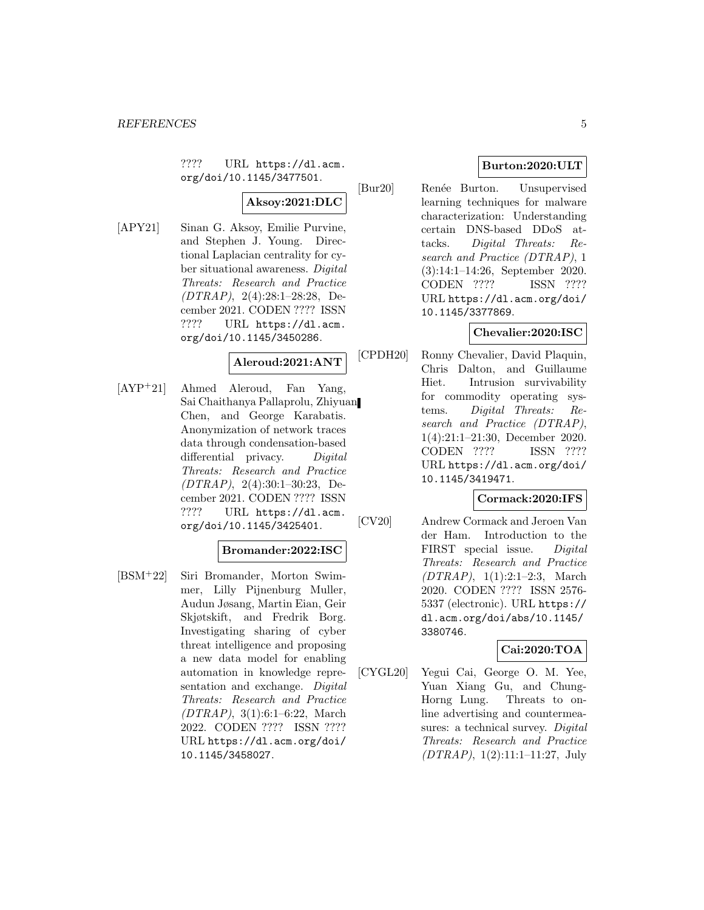???? URL https://dl.acm.org/doi/10.1145/3477501.

**Aksoy:2021:DLC**

[APY21] Sinan G. Aksoy, Emilie Purvine, and Stephen J. Young. Directional Laplacian centrality for cyber situational awareness. *Digital Threats: Research and Practice (DTRAP)*, 2(4):28:1–28:28, December 2021. CODEN ???? ISSN ???? URL https://dl.acm.org/doi/10.1145/3450286.

**Aleroud:2021:ANT**

[AYP+21] Ahmed Aleroud, Fan Yang, Sai Chaithanya Pallaprolu, Zhiyuan Chen, and George Karabatis. Anonymization of network traces data through condensation-based differential privacy. *Digital Threats: Research and Practice (DTRAP)*, 2(4):30:1–30:23, December 2021. CODEN ???? ISSN ???? URL https://dl.acm.org/doi/10.1145/3425401.

**Bromander:2022:ISC**

[BSM+22] Siri Bromander, Morton Swimmer, Lilly Pijnenburg Muller, Audun Jøsang, Martin Eian, Geir Skjøtskift, and Fredrik Borg. Investigating sharing of cyber threat intelligence and proposing a new data model for enabling automation in knowledge representation and exchange. *Digital Threats: Research and Practice (DTRAP)*, 3(1):6:1–6:22, March 2022. CODEN ???? ISSN ???? URL https://dl.acm.org/doi/10.1145/3458027.

**Burton:2020:ULT**

[Bur20] Renée Burton. Unsupervised learning techniques for malware characterization: Understanding certain DNS-based DDoS attacks. *Digital Threats: Research and Practice (DTRAP)*, 1 (3):14:1–14:26, September 2020. CODEN ???? ISSN ???? URL https://dl.acm.org/doi/10.1145/3377869.

**Chevalier:2020:ISC**

[CPDH20] Ronny Chevalier, David Plaquin, Chris Dalton, and Guillaume Hiet. Intrusion survivability for commodity operating systems. *Digital Threats: Research and Practice (DTRAP)*, 1(4):21:1–21:30, December 2020. CODEN ???? ISSN ???? URL https://dl.acm.org/doi/10.1145/3419471.

**Cormack:2020:IFS**

[CV20] Andrew Cormack and Jeroen Van der Ham. Introduction to the FIRST special issue. *Digital Threats: Research and Practice (DTRAP)*, 1(1):2:1–2:3, March 2020. CODEN ???? ISSN 2576-5337 (electronic). URL https://dl.acm.org/doi/abs/10.1145/3380746.

**Cai:2020:TOA**

[CYGL20] Yegui Cai, George O. M. Yee, Yuan Xiang Gu, and Chung-Horng Lung. Threats to online advertising and countermeasures: a technical survey. *Digital Threats: Research and Practice (DTRAP)*, 1(2):11:1–11:27, July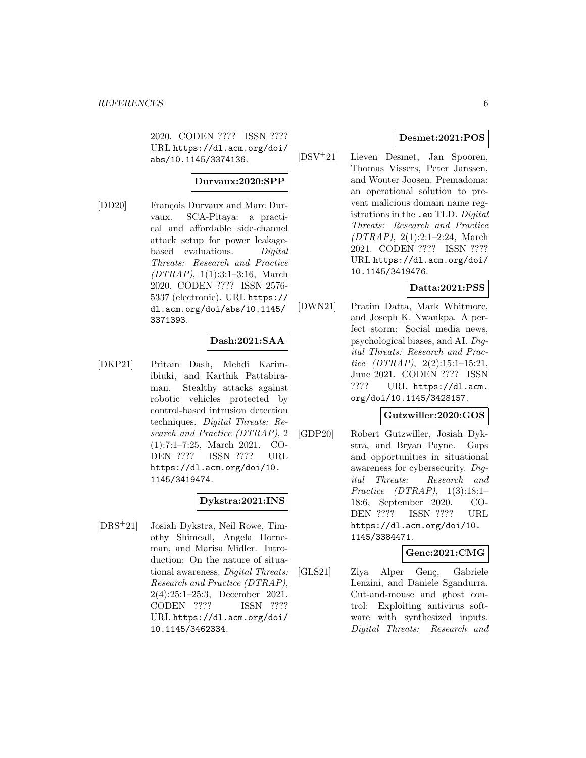2020. CODEN ???? ISSN ???? URL `https://dl.acm.org/doi/abs/10.1145/3374136`.

**Durvaux:2020:SPP**

[DD20] François Durvaux and Marc Durvaux. SCA-Pitaya: a practical and affordable side-channel attack setup for power leakage-based evaluations. *Digital Threats: Research and Practice (DTRAP)*, 1(1):3:1–3:16, March 2020. CODEN ???? ISSN 2576-5337 (electronic). URL `https://dl.acm.org/doi/abs/10.1145/3371393`.

**Dash:2021:SAA**

[DKP21] Pritam Dash, Mehdi Karimibiuki, and Karthik Pattabiraman. Stealthy attacks against robotic vehicles protected by control-based intrusion detection techniques. *Digital Threats: Research and Practice (DTRAP)*, 2 (1):7:1–7:25, March 2021. CODEN ???? ISSN ???? URL `https://dl.acm.org/doi/10.1145/3419474`.

**Dykstra:2021:INS**

[DRS+21] Josiah Dykstra, Neil Rowe, Timothy Shimeall, Angela Horneman, and Marisa Midler. Introduction: On the nature of situational awareness. *Digital Threats: Research and Practice (DTRAP)*, 2(4):25:1–25:3, December 2021. CODEN ???? ISSN ???? URL `https://dl.acm.org/doi/10.1145/3462334`.

**Desmet:2021:POS**

[DSV+21] Lieven Desmet, Jan Spooren, Thomas Vissers, Peter Janssen, and Wouter Joosen. Premadoma: an operational solution to prevent malicious domain name registrations in the `.eu` TLD. *Digital Threats: Research and Practice (DTRAP)*, 2(1):2:1–2:24, March 2021. CODEN ???? ISSN ???? URL `https://dl.acm.org/doi/10.1145/3419476`.

**Datta:2021:PSS**

[DWN21] Pratim Datta, Mark Whitmore, and Joseph K. Nwankpa. A perfect storm: Social media news, psychological biases, and AI. *Digital Threats: Research and Practice (DTRAP)*, 2(2):15:1–15:21, June 2021. CODEN ???? ISSN ???? URL `https://dl.acm.org/doi/10.1145/3428157`.

**Gutzwiller:2020:GOS**

[GDP20] Robert Gutzwiller, Josiah Dykstra, and Bryan Payne. Gaps and opportunities in situational awareness for cybersecurity. *Digital Threats: Research and Practice (DTRAP)*, 1(3):18:1–18:6, September 2020. CODEN ???? ISSN ???? URL `https://dl.acm.org/doi/10.1145/3384471`.

**Genc:2021:CMG**

[GLS21] Ziya Alper Genç, Gabriele Lenzini, and Daniele Sgandurra. Cut-and-mouse and ghost control: Exploiting antivirus software with synthesized inputs. *Digital Threats: Research and*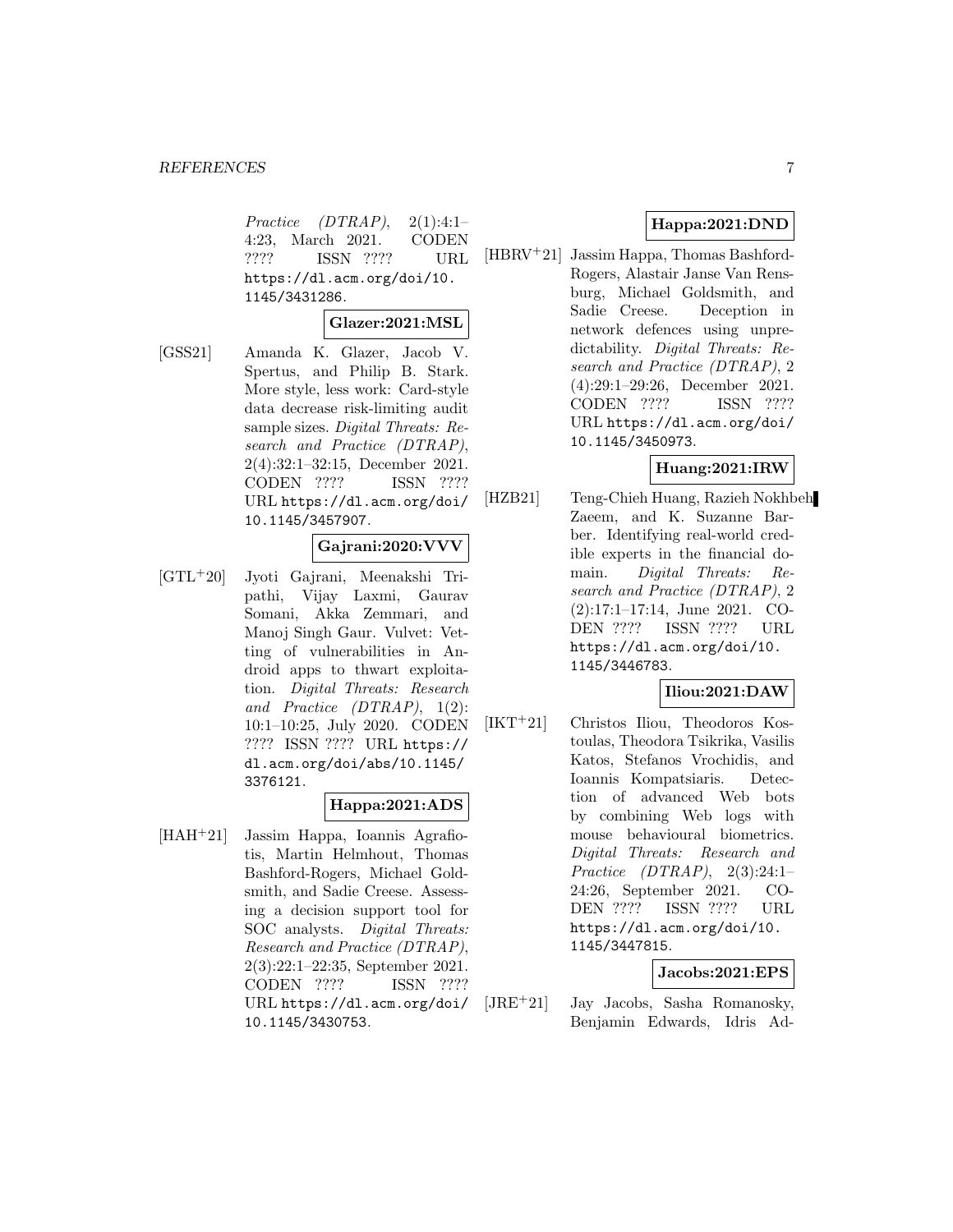*Practice (DTRAP)*, 2(1):4:1–4:23, March 2021. CODEN ???? ISSN ???? URL https://dl.acm.org/doi/10.1145/3431286.

**Glazer:2021:MSL**

[GSS21] Amanda K. Glazer, Jacob V. Spertus, and Philip B. Stark. More style, less work: Card-style data decrease risk-limiting audit sample sizes. *Digital Threats: Research and Practice (DTRAP)*, 2(4):32:1–32:15, December 2021. CODEN ???? ISSN ???? URL https://dl.acm.org/doi/10.1145/3457907.

**Gajrani:2020:VVV**

[GTL+20] Jyoti Gajrani, Meenakshi Tripathi, Vijay Laxmi, Gaurav Somani, Akka Zemmari, and Manoj Singh Gaur. Vulvet: Vetting of vulnerabilities in Android apps to thwart exploitation. *Digital Threats: Research and Practice (DTRAP)*, 1(2):10:1–10:25, July 2020. CODEN ???? ISSN ???? URL https://dl.acm.org/doi/abs/10.1145/3376121.

**Happa:2021:ADS**

[HAH+21] Jassim Happa, Ioannis Agrafiotis, Martin Helmhout, Thomas Bashford-Rogers, Michael Goldsmith, and Sadie Creese. Assessing a decision support tool for SOC analysts. *Digital Threats: Research and Practice (DTRAP)*, 2(3):22:1–22:35, September 2021. CODEN ???? ISSN ???? URL https://dl.acm.org/doi/10.1145/3430753.

**Happa:2021:DND**

[HBRV+21] Jassim Happa, Thomas Bashford-Rogers, Alastair Janse Van Rensburg, Michael Goldsmith, and Sadie Creese. Deception in network defences using unpredictability. *Digital Threats: Research and Practice (DTRAP)*, 2(4):29:1–29:26, December 2021. CODEN ???? ISSN ???? URL https://dl.acm.org/doi/10.1145/3450973.

**Huang:2021:IRW**

[HZB21] Teng-Chieh Huang, Razieh Nokhbeh Zaeem, and K. Suzanne Barber. Identifying real-world credible experts in the financial domain. *Digital Threats: Research and Practice (DTRAP)*, 2(2):17:1–17:14, June 2021. CODEN ???? ISSN ???? URL https://dl.acm.org/doi/10.1145/3446783.

**Iliou:2021:DAW**

[IKT+21] Christos Iliou, Theodoros Kostoulas, Theodora Tsikrika, Vasilis Katos, Stefanos Vrochidis, and Ioannis Kompatsiaris. Detection of advanced Web bots by combining Web logs with mouse behavioural biometrics. *Digital Threats: Research and Practice (DTRAP)*, 2(3):24:1–24:26, September 2021. CODEN ???? ISSN ???? URL https://dl.acm.org/doi/10.1145/3447815.

**Jacobs:2021:EPS**

[JRE+21] Jay Jacobs, Sasha Romanosky, Benjamin Edwards, Idris Ad-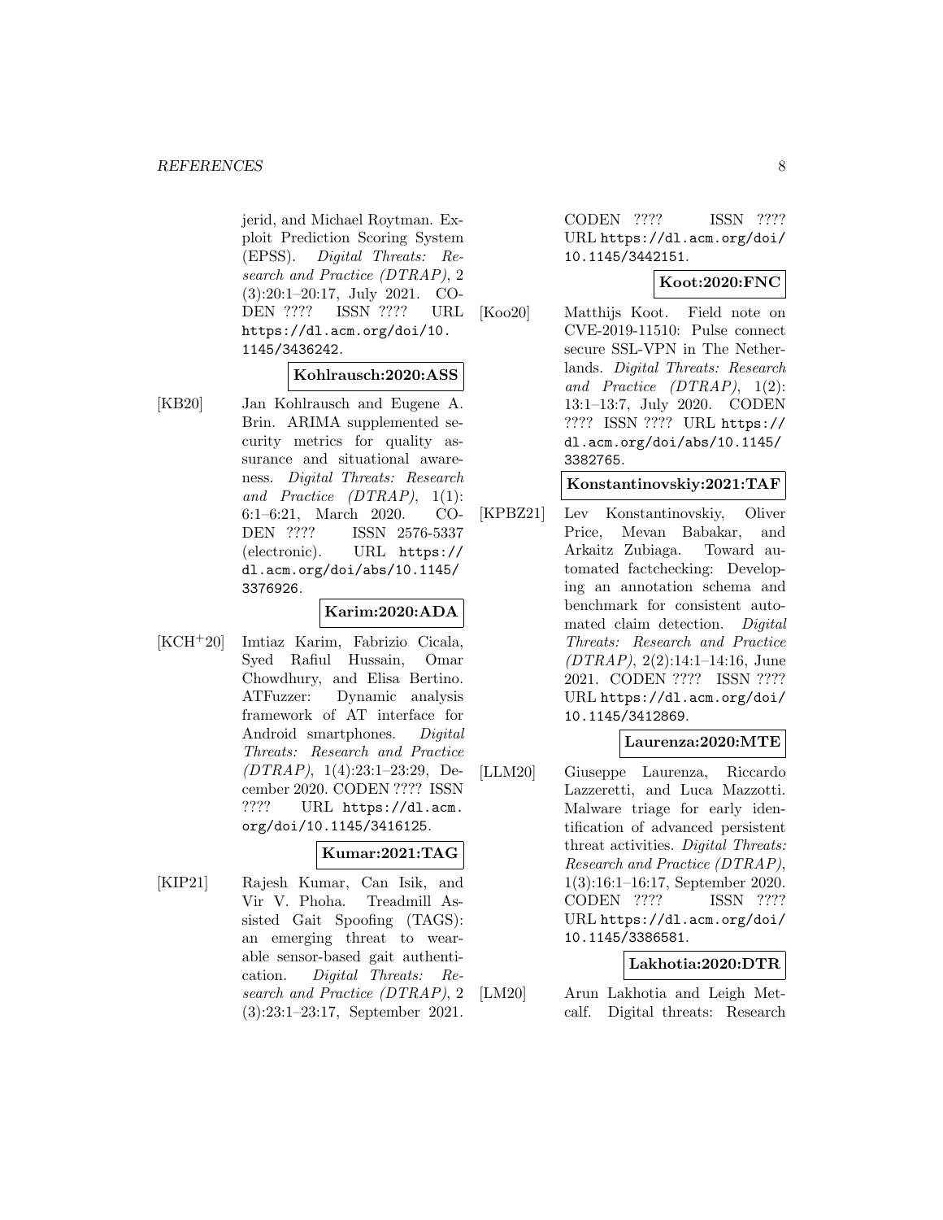jerid, and Michael Roytman. Exploit Prediction Scoring System (EPSS). *Digital Threats: Research and Practice (DTRAP)*, 2 (3):20:1–20:17, July 2021. CODEN ???? ISSN ???? URL `https://dl.acm.org/doi/10.1145/3436242`.

**Kohlrausch:2020:ASS**

[KB20] Jan Kohlrausch and Eugene A. Brin. ARIMA supplemented security metrics for quality assurance and situational awareness. *Digital Threats: Research and Practice (DTRAP)*, 1(1): 6:1–6:21, March 2020. CODEN ???? ISSN 2576-5337 (electronic). URL `https://dl.acm.org/doi/abs/10.1145/3376926`.

**Karim:2020:ADA**

[KCH+20] Imtiaz Karim, Fabrizio Cicala, Syed Rafiul Hussain, Omar Chowdhury, and Elisa Bertino. ATFuzzer: Dynamic analysis framework of AT interface for Android smartphones. *Digital Threats: Research and Practice (DTRAP)*, 1(4):23:1–23:29, December 2020. CODEN ???? ISSN ???? URL `https://dl.acm.org/doi/10.1145/3416125`.

**Kumar:2021:TAG**

[KIP21] Rajesh Kumar, Can Isik, and Vir V. Phoha. Treadmill Assisted Gait Spoofing (TAGS): an emerging threat to wearable sensor-based gait authentication. *Digital Threats: Research and Practice (DTRAP)*, 2 (3):23:1–23:17, September 2021. CODEN ???? ISSN ???? URL `https://dl.acm.org/doi/10.1145/3442151`.

**Koot:2020:FNC**

[Koo20] Matthijs Koot. Field note on CVE-2019-11510: Pulse connect secure SSL-VPN in The Netherlands. *Digital Threats: Research and Practice (DTRAP)*, 1(2): 13:1–13:7, July 2020. CODEN ???? ISSN ???? URL `https://dl.acm.org/doi/abs/10.1145/3382765`.

**Konstantinovskiy:2021:TAF**

[KPBZ21] Lev Konstantinovskiy, Oliver Price, Mevan Babakar, and Arkaitz Zubiaga. Toward automated factchecking: Developing an annotation schema and benchmark for consistent automated claim detection. *Digital Threats: Research and Practice (DTRAP)*, 2(2):14:1–14:16, June 2021. CODEN ???? ISSN ???? URL `https://dl.acm.org/doi/10.1145/3412869`.

**Laurenza:2020:MTE**

[LLM20] Giuseppe Laurenza, Riccardo Lazzeretti, and Luca Mazzotti. Malware triage for early identification of advanced persistent threat activities. *Digital Threats: Research and Practice (DTRAP)*, 1(3):16:1–16:17, September 2020. CODEN ???? ISSN ???? URL `https://dl.acm.org/doi/10.1145/3386581`.

**Lakhotia:2020:DTR**

[LM20] Arun Lakhotia and Leigh Metcalf. Digital threats: Research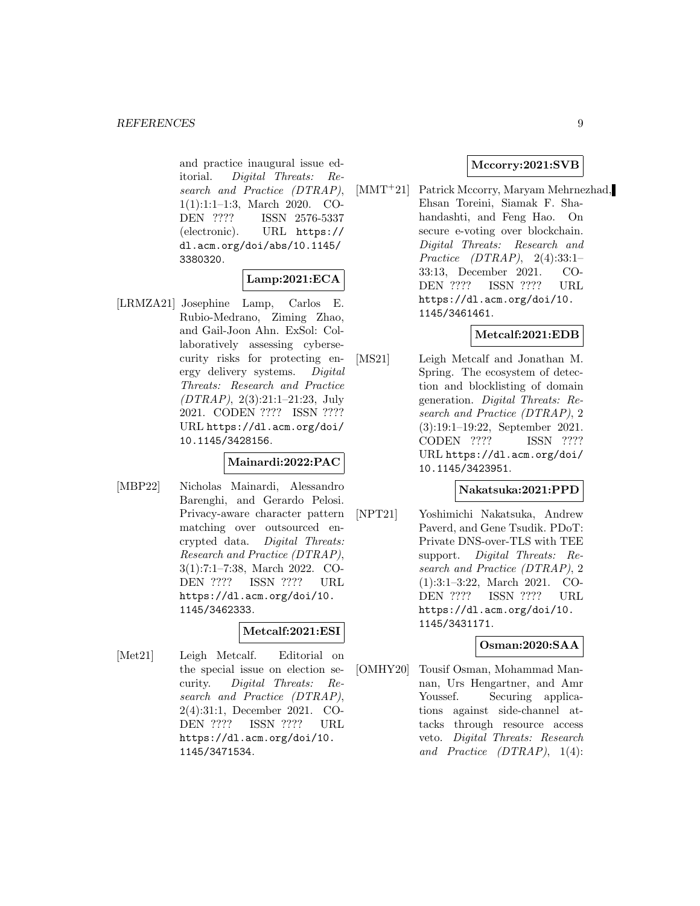and practice inaugural issue editorial. *Digital Threats: Research and Practice (DTRAP)*, 1(1):1:1–1:3, March 2020. CODEN ???? ISSN 2576-5337 (electronic). URL `https://dl.acm.org/doi/abs/10.1145/3380320`.

**Lamp:2021:ECA**

[LRMZA21] Josephine Lamp, Carlos E. Rubio-Medrano, Ziming Zhao, and Gail-Joon Ahn. ExSol: Collaboratively assessing cybersecurity risks for protecting energy delivery systems. *Digital Threats: Research and Practice (DTRAP)*, 2(3):21:1–21:23, July 2021. CODEN ???? ISSN ???? URL `https://dl.acm.org/doi/10.1145/3428156`.

**Mainardi:2022:PAC**

[MBP22] Nicholas Mainardi, Alessandro Barenghi, and Gerardo Pelosi. Privacy-aware character pattern matching over outsourced encrypted data. *Digital Threats: Research and Practice (DTRAP)*, 3(1):7:1–7:38, March 2022. CODEN ???? ISSN ???? URL `https://dl.acm.org/doi/10.1145/3462333`.

**Metcalf:2021:ESI**

[Met21] Leigh Metcalf. Editorial on the special issue on election security. *Digital Threats: Research and Practice (DTRAP)*, 2(4):31:1, December 2021. CODEN ???? ISSN ???? URL `https://dl.acm.org/doi/10.1145/3471534`.

**Mccorry:2021:SVB**

[MMT+21] Patrick Mccorry, Maryam Mehrnezhad, Ehsan Toreini, Siamak F. Shahandashti, and Feng Hao. On secure e-voting over blockchain. *Digital Threats: Research and Practice (DTRAP)*, 2(4):33:1–33:13, December 2021. CODEN ???? ISSN ???? URL `https://dl.acm.org/doi/10.1145/3461461`.

**Metcalf:2021:EDB**

[MS21] Leigh Metcalf and Jonathan M. Spring. The ecosystem of detection and blocklisting of domain generation. *Digital Threats: Research and Practice (DTRAP)*, 2 (3):19:1–19:22, September 2021. CODEN ???? ISSN ???? URL `https://dl.acm.org/doi/10.1145/3423951`.

**Nakatsuka:2021:PPD**

[NPT21] Yoshimichi Nakatsuka, Andrew Paverd, and Gene Tsudik. PDoT: Private DNS-over-TLS with TEE support. *Digital Threats: Research and Practice (DTRAP)*, 2 (1):3:1–3:22, March 2021. CODEN ???? ISSN ???? URL `https://dl.acm.org/doi/10.1145/3431171`.

**Osman:2020:SAA**

[OMHY20] Tousif Osman, Mohammad Mannan, Urs Hengartner, and Amr Youssef. Securing applications against side-channel attacks through resource access veto. *Digital Threats: Research and Practice (DTRAP)*, 1(4):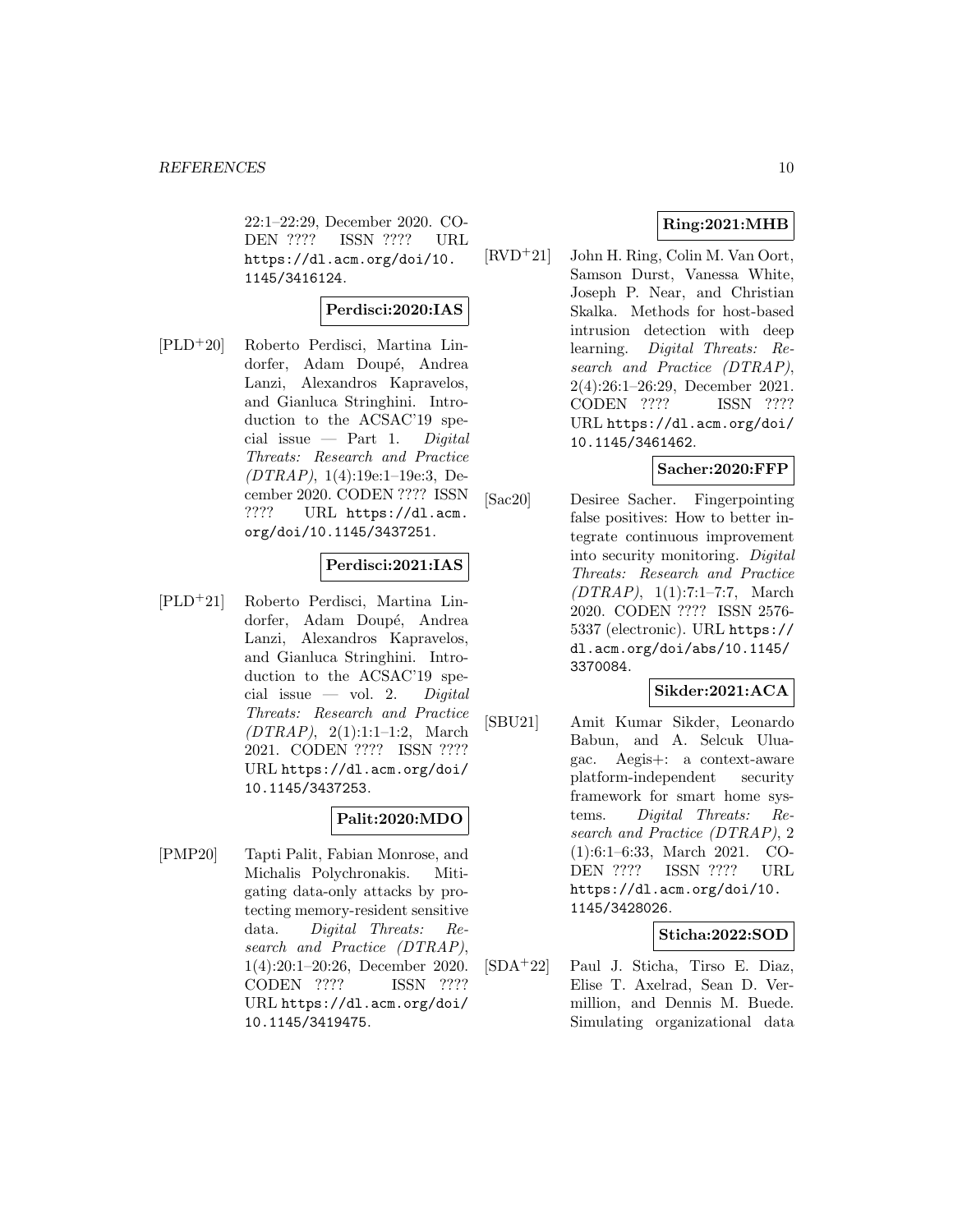22:1–22:29, December 2020. CODEN ???? ISSN ???? URL https://dl.acm.org/doi/10.1145/3416124.

**Perdisci:2020:IAS**

[PLD+20] Roberto Perdisci, Martina Lindorfer, Adam Doupé, Andrea Lanzi, Alexandros Kapravelos, and Gianluca Stringhini. Introduction to the ACSAC'19 special issue — Part 1. *Digital Threats: Research and Practice (DTRAP)*, 1(4):19e:1–19e:3, December 2020. CODEN ???? ISSN ???? URL https://dl.acm.org/doi/10.1145/3437251.

**Perdisci:2021:IAS**

[PLD+21] Roberto Perdisci, Martina Lindorfer, Adam Doupé, Andrea Lanzi, Alexandros Kapravelos, and Gianluca Stringhini. Introduction to the ACSAC'19 special issue — vol. 2. *Digital Threats: Research and Practice (DTRAP)*, 2(1):1:1–1:2, March 2021. CODEN ???? ISSN ???? URL https://dl.acm.org/doi/10.1145/3437253.

**Palit:2020:MDO**

[PMP20] Tapti Palit, Fabian Monrose, and Michalis Polychronakis. Mitigating data-only attacks by protecting memory-resident sensitive data. *Digital Threats: Research and Practice (DTRAP)*, 1(4):20:1–20:26, December 2020. CODEN ???? ISSN ???? URL https://dl.acm.org/doi/10.1145/3419475.

**Ring:2021:MHB**

[RVD+21] John H. Ring, Colin M. Van Oort, Samson Durst, Vanessa White, Joseph P. Near, and Christian Skalka. Methods for host-based intrusion detection with deep learning. *Digital Threats: Research and Practice (DTRAP)*, 2(4):26:1–26:29, December 2021. CODEN ???? ISSN ???? URL https://dl.acm.org/doi/10.1145/3461462.

**Sacher:2020:FFP**

[Sac20] Desiree Sacher. Fingerpointing false positives: How to better integrate continuous improvement into security monitoring. *Digital Threats: Research and Practice (DTRAP)*, 1(1):7:1–7:7, March 2020. CODEN ???? ISSN 2576-5337 (electronic). URL https://dl.acm.org/doi/abs/10.1145/3370084.

**Sikder:2021:ACA**

[SBU21] Amit Kumar Sikder, Leonardo Babun, and A. Selcuk Uluagac. Aegis+: a context-aware platform-independent security framework for smart home systems. *Digital Threats: Research and Practice (DTRAP)*, 2 (1):6:1–6:33, March 2021. CODEN ???? ISSN ???? URL https://dl.acm.org/doi/10.1145/3428026.

**Sticha:2022:SOD**

[SDA+22] Paul J. Sticha, Tirso E. Diaz, Elise T. Axelrad, Sean D. Vermillion, and Dennis M. Buede. Simulating organizational data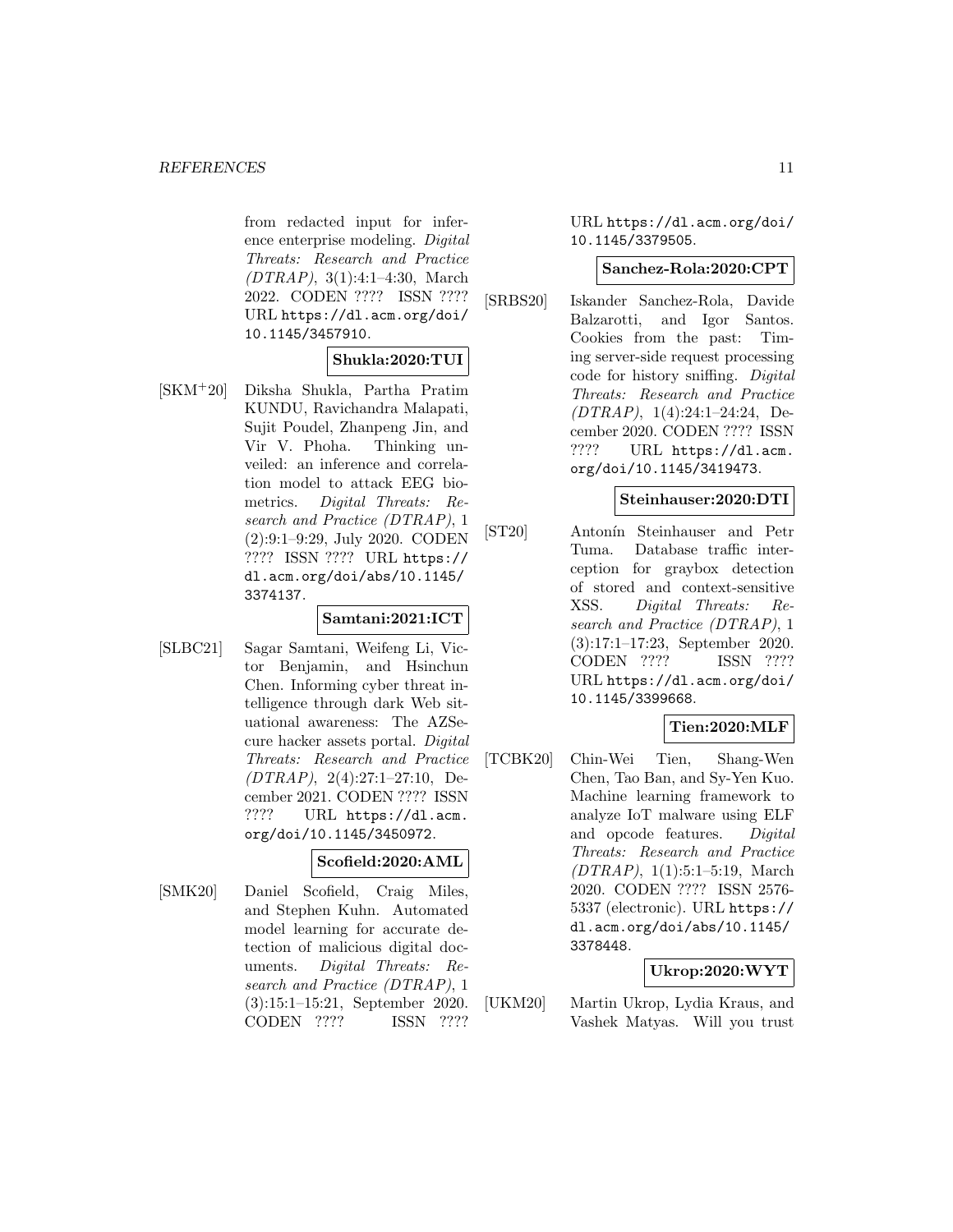from redacted input for inference enterprise modeling. *Digital Threats: Research and Practice (DTRAP)*, 3(1):4:1–4:30, March 2022. CODEN ???? ISSN ???? URL https://dl.acm.org/doi/10.1145/3457910.

**Shukla:2020:TUI**

[SKM+20] Diksha Shukla, Partha Pratim KUNDU, Ravichandra Malapati, Sujit Poudel, Zhanpeng Jin, and Vir V. Phoha. Thinking unveiled: an inference and correlation model to attack EEG biometrics. *Digital Threats: Research and Practice (DTRAP)*, 1 (2):9:1–9:29, July 2020. CODEN ???? ISSN ???? URL https://dl.acm.org/doi/abs/10.1145/3374137.

**Samtani:2021:ICT**

[SLBC21] Sagar Samtani, Weifeng Li, Victor Benjamin, and Hsinchun Chen. Informing cyber threat intelligence through dark Web situational awareness: The AZSecure hacker assets portal. *Digital Threats: Research and Practice (DTRAP)*, 2(4):27:1–27:10, December 2021. CODEN ???? ISSN ???? URL https://dl.acm.org/doi/10.1145/3450972.

**Scofield:2020:AML**

[SMK20] Daniel Scofield, Craig Miles, and Stephen Kuhn. Automated model learning for accurate detection of malicious digital documents. *Digital Threats: Research and Practice (DTRAP)*, 1 (3):15:1–15:21, September 2020. CODEN ???? ISSN ???? URL https://dl.acm.org/doi/10.1145/3379505.

**Sanchez-Rola:2020:CPT**

[SRBS20] Iskander Sanchez-Rola, Davide Balzarotti, and Igor Santos. Cookies from the past: Timing server-side request processing code for history sniffing. *Digital Threats: Research and Practice (DTRAP)*, 1(4):24:1–24:24, December 2020. CODEN ???? ISSN ???? URL https://dl.acm.org/doi/10.1145/3419473.

**Steinhauser:2020:DTI**

[ST20] Antonín Steinhauser and Petr Tuma. Database traffic interception for graybox detection of stored and context-sensitive XSS. *Digital Threats: Research and Practice (DTRAP)*, 1 (3):17:1–17:23, September 2020. CODEN ???? ISSN ???? URL https://dl.acm.org/doi/10.1145/3399668.

**Tien:2020:MLF**

[TCBK20] Chin-Wei Tien, Shang-Wen Chen, Tao Ban, and Sy-Yen Kuo. Machine learning framework to analyze IoT malware using ELF and opcode features. *Digital Threats: Research and Practice (DTRAP)*, 1(1):5:1–5:19, March 2020. CODEN ???? ISSN 2576-5337 (electronic). URL https://dl.acm.org/doi/abs/10.1145/3378448.

**Ukrop:2020:WYT**

[UKM20] Martin Ukrop, Lydia Kraus, and Vashek Matyas. Will you trust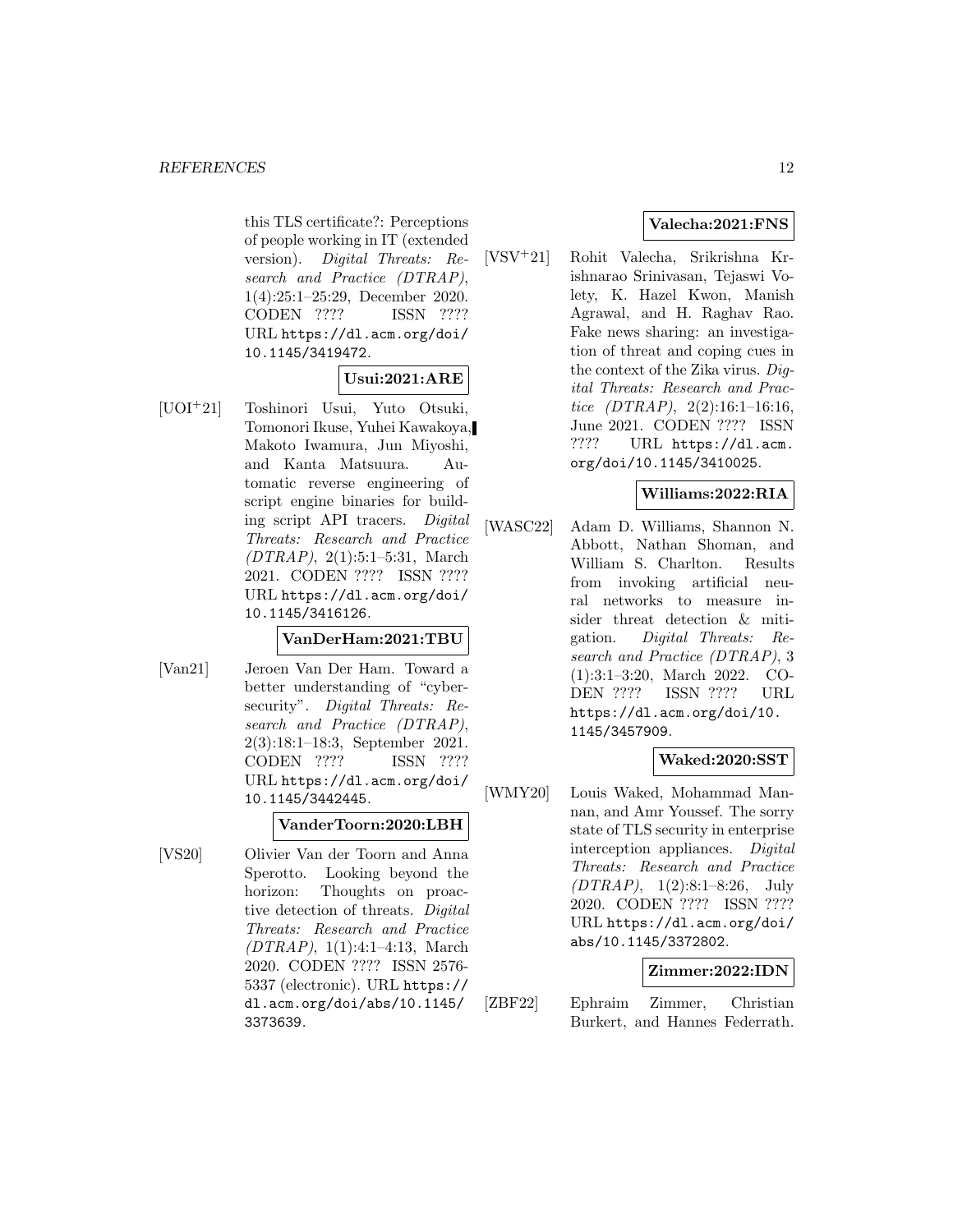this TLS certificate?: Perceptions of people working in IT (extended version). *Digital Threats: Research and Practice (DTRAP)*, 1(4):25:1–25:29, December 2020. CODEN ???? ISSN ???? URL `https://dl.acm.org/doi/10.1145/3419472`.

**Usui:2021:ARE**

[UOI+21] Toshinori Usui, Yuto Otsuki, Tomonori Ikuse, Yuhei Kawakoya, Makoto Iwamura, Jun Miyoshi, and Kanta Matsuura. Automatic reverse engineering of script engine binaries for building script API tracers. *Digital Threats: Research and Practice (DTRAP)*, 2(1):5:1–5:31, March 2021. CODEN ???? ISSN ???? URL `https://dl.acm.org/doi/10.1145/3416126`.

**VanDerHam:2021:TBU**

[Van21] Jeroen Van Der Ham. Toward a better understanding of "cybersecurity". *Digital Threats: Research and Practice (DTRAP)*, 2(3):18:1–18:3, September 2021. CODEN ???? ISSN ???? URL `https://dl.acm.org/doi/10.1145/3442445`.

**VanderToorn:2020:LBH**

[VS20] Olivier Van der Toorn and Anna Sperotto. Looking beyond the horizon: Thoughts on proactive detection of threats. *Digital Threats: Research and Practice (DTRAP)*, 1(1):4:1–4:13, March 2020. CODEN ???? ISSN 2576-5337 (electronic). URL `https://dl.acm.org/doi/abs/10.1145/3373639`.

**Valecha:2021:FNS**

[VSV+21] Rohit Valecha, Srikrishna Krishnarao Srinivasan, Tejaswi Volety, K. Hazel Kwon, Manish Agrawal, and H. Raghav Rao. Fake news sharing: an investigation of threat and coping cues in the context of the Zika virus. *Digital Threats: Research and Practice (DTRAP)*, 2(2):16:1–16:16, June 2021. CODEN ???? ISSN ???? URL `https://dl.acm.org/doi/10.1145/3410025`.

**Williams:2022:RIA**

[WASC22] Adam D. Williams, Shannon N. Abbott, Nathan Shoman, and William S. Charlton. Results from invoking artificial neural networks to measure insider threat detection & mitigation. *Digital Threats: Research and Practice (DTRAP)*, 3 (1):3:1–3:20, March 2022. CODEN ???? ISSN ???? URL `https://dl.acm.org/doi/10.1145/3457909`.

**Waked:2020:SST**

[WMY20] Louis Waked, Mohammad Mannan, and Amr Youssef. The sorry state of TLS security in enterprise interception appliances. *Digital Threats: Research and Practice (DTRAP)*, 1(2):8:1–8:26, July 2020. CODEN ???? ISSN ???? URL `https://dl.acm.org/doi/abs/10.1145/3372802`.

**Zimmer:2022:IDN**

[ZBF22] Ephraim Zimmer, Christian Burkert, and Hannes Federrath.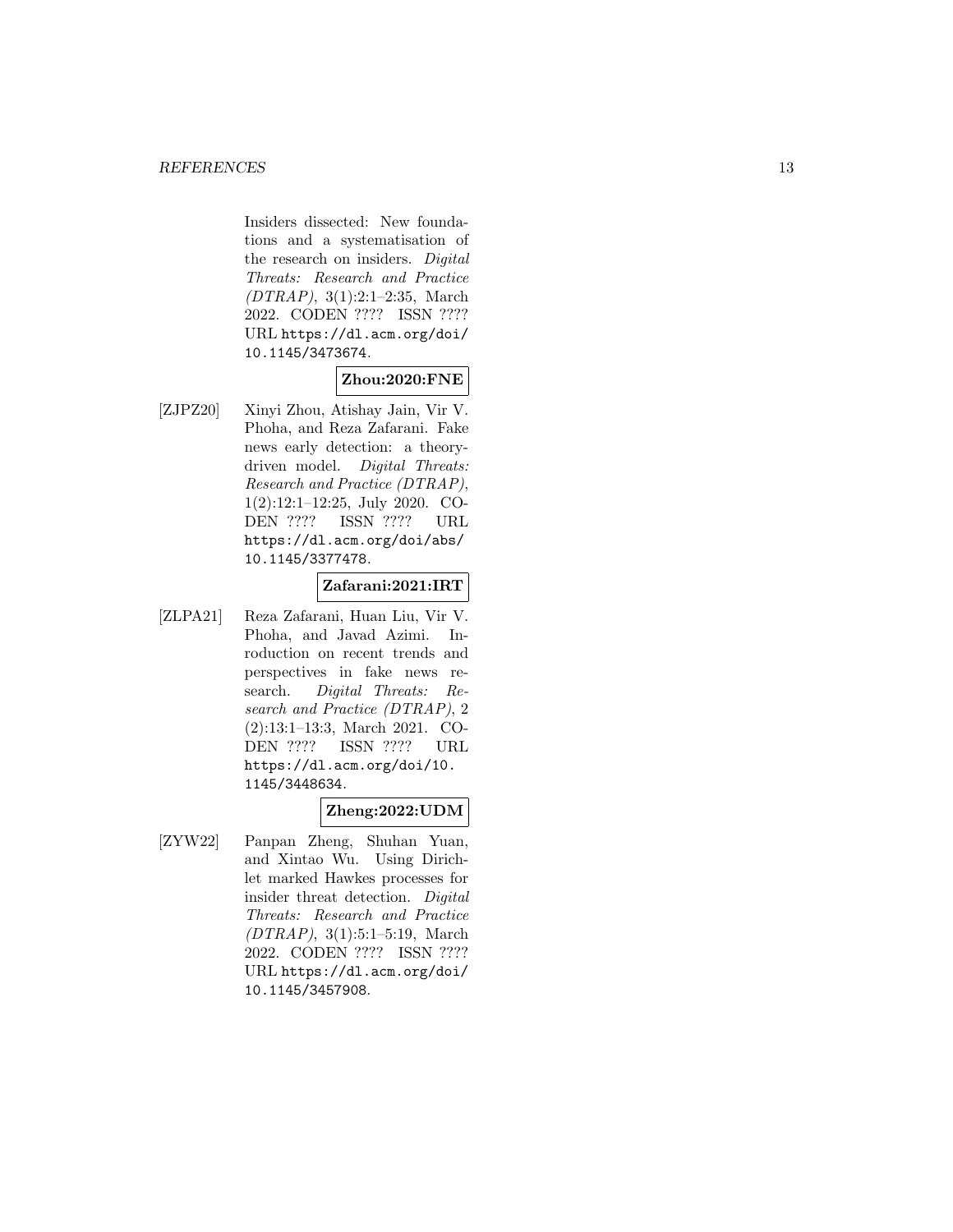Insiders dissected: New foundations and a systematisation of the research on insiders. *Digital Threats: Research and Practice (DTRAP)*, 3(1):2:1–2:35, March 2022. CODEN ???? ISSN ???? URL https://dl.acm.org/doi/10.1145/3473674.

**Zhou:2020:FNE**

[ZJPZ20] Xinyi Zhou, Atishay Jain, Vir V. Phoha, and Reza Zafarani. Fake news early detection: a theory-driven model. *Digital Threats: Research and Practice (DTRAP)*, 1(2):12:1–12:25, July 2020. CODEN ???? ISSN ???? URL https://dl.acm.org/doi/abs/10.1145/3377478.

**Zafarani:2021:IRT**

[ZLPA21] Reza Zafarani, Huan Liu, Vir V. Phoha, and Javad Azimi. Inroduction on recent trends and perspectives in fake news research. *Digital Threats: Research and Practice (DTRAP)*, 2 (2):13:1–13:3, March 2021. CODEN ???? ISSN ???? URL https://dl.acm.org/doi/10.1145/3448634.

**Zheng:2022:UDM**

[ZYW22] Panpan Zheng, Shuhan Yuan, and Xintao Wu. Using Dirichlet marked Hawkes processes for insider threat detection. *Digital Threats: Research and Practice (DTRAP)*, 3(1):5:1–5:19, March 2022. CODEN ???? ISSN ???? URL https://dl.acm.org/doi/10.1145/3457908.